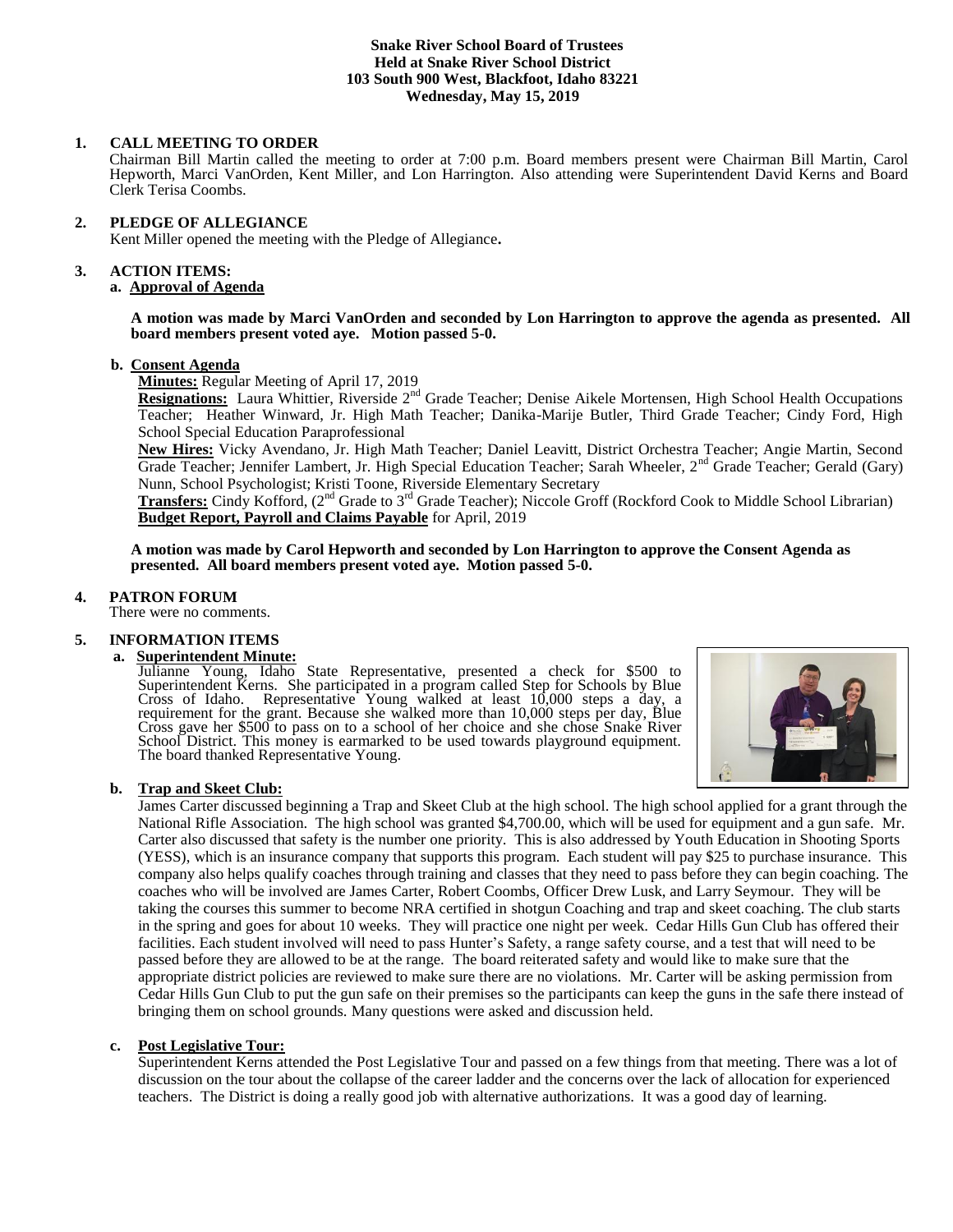**Snake River School Board of Trustees**
**Held at Snake River School District**
**103 South 900 West, Blackfoot, Idaho 83221**
**Wednesday, May 15, 2019**

**1. CALL MEETING TO ORDER**

Chairman Bill Martin called the meeting to order at 7:00 p.m. Board members present were Chairman Bill Martin, Carol Hepworth, Marci VanOrden, Kent Miller, and Lon Harrington. Also attending were Superintendent David Kerns and Board Clerk Terisa Coombs.

**2. PLEDGE OF ALLEGIANCE**

Kent Miller opened the meeting with the Pledge of Allegiance**.**

**3. ACTION ITEMS:**

**a. Approval of Agenda**

**A motion was made by Marci VanOrden and seconded by Lon Harrington to approve the agenda as presented. All board members present voted aye. Motion passed 5-0.**

**b. Consent Agenda**

**Minutes:** Regular Meeting of April 17, 2019

**Resignations:** Laura Whittier, Riverside 2nd Grade Teacher; Denise Aikele Mortensen, High School Health Occupations Teacher; Heather Winward, Jr. High Math Teacher; Danika-Marije Butler, Third Grade Teacher; Cindy Ford, High School Special Education Paraprofessional

**New Hires:** Vicky Avendano, Jr. High Math Teacher; Daniel Leavitt, District Orchestra Teacher; Angie Martin, Second Grade Teacher; Jennifer Lambert, Jr. High Special Education Teacher; Sarah Wheeler, 2nd Grade Teacher; Gerald (Gary) Nunn, School Psychologist; Kristi Toone, Riverside Elementary Secretary

**Transfers:** Cindy Kofford, (2nd Grade to 3rd Grade Teacher); Niccole Groff (Rockford Cook to Middle School Librarian)

**Budget Report, Payroll and Claims Payable** for April, 2019

**A motion was made by Carol Hepworth and seconded by Lon Harrington to approve the Consent Agenda as presented. All board members present voted aye. Motion passed 5-0.**

**4. PATRON FORUM**

There were no comments.

**5. INFORMATION ITEMS**

**a. Superintendent Minute:**

Julianne Young, Idaho State Representative, presented a check for $500 to Superintendent Kerns. She participated in a program called Step for Schools by Blue Cross of Idaho. Representative Young walked at least 10,000 steps a day, a requirement for the grant. Because she walked more than 10,000 steps per day, Blue Cross gave her $500 to pass on to a school of her choice and she chose Snake River School District. This money is earmarked to be used towards playground equipment. The board thanked Representative Young.

**b. Trap and Skeet Club:**

James Carter discussed beginning a Trap and Skeet Club at the high school. The high school applied for a grant through the National Rifle Association. The high school was granted $4,700.00, which will be used for equipment and a gun safe. Mr. Carter also discussed that safety is the number one priority. This is also addressed by Youth Education in Shooting Sports (YESS), which is an insurance company that supports this program. Each student will pay $25 to purchase insurance. This company also helps qualify coaches through training and classes that they need to pass before they can begin coaching. The coaches who will be involved are James Carter, Robert Coombs, Officer Drew Lusk, and Larry Seymour. They will be taking the courses this summer to become NRA certified in shotgun Coaching and trap and skeet coaching. The club starts in the spring and goes for about 10 weeks. They will practice one night per week. Cedar Hills Gun Club has offered their facilities. Each student involved will need to pass Hunter's Safety, a range safety course, and a test that will need to be passed before they are allowed to be at the range. The board reiterated safety and would like to make sure that the appropriate district policies are reviewed to make sure there are no violations. Mr. Carter will be asking permission from Cedar Hills Gun Club to put the gun safe on their premises so the participants can keep the guns in the safe there instead of bringing them on school grounds. Many questions were asked and discussion held.

**c. Post Legislative Tour:**

Superintendent Kerns attended the Post Legislative Tour and passed on a few things from that meeting. There was a lot of discussion on the tour about the collapse of the career ladder and the concerns over the lack of allocation for experienced teachers. The District is doing a really good job with alternative authorizations. It was a good day of learning.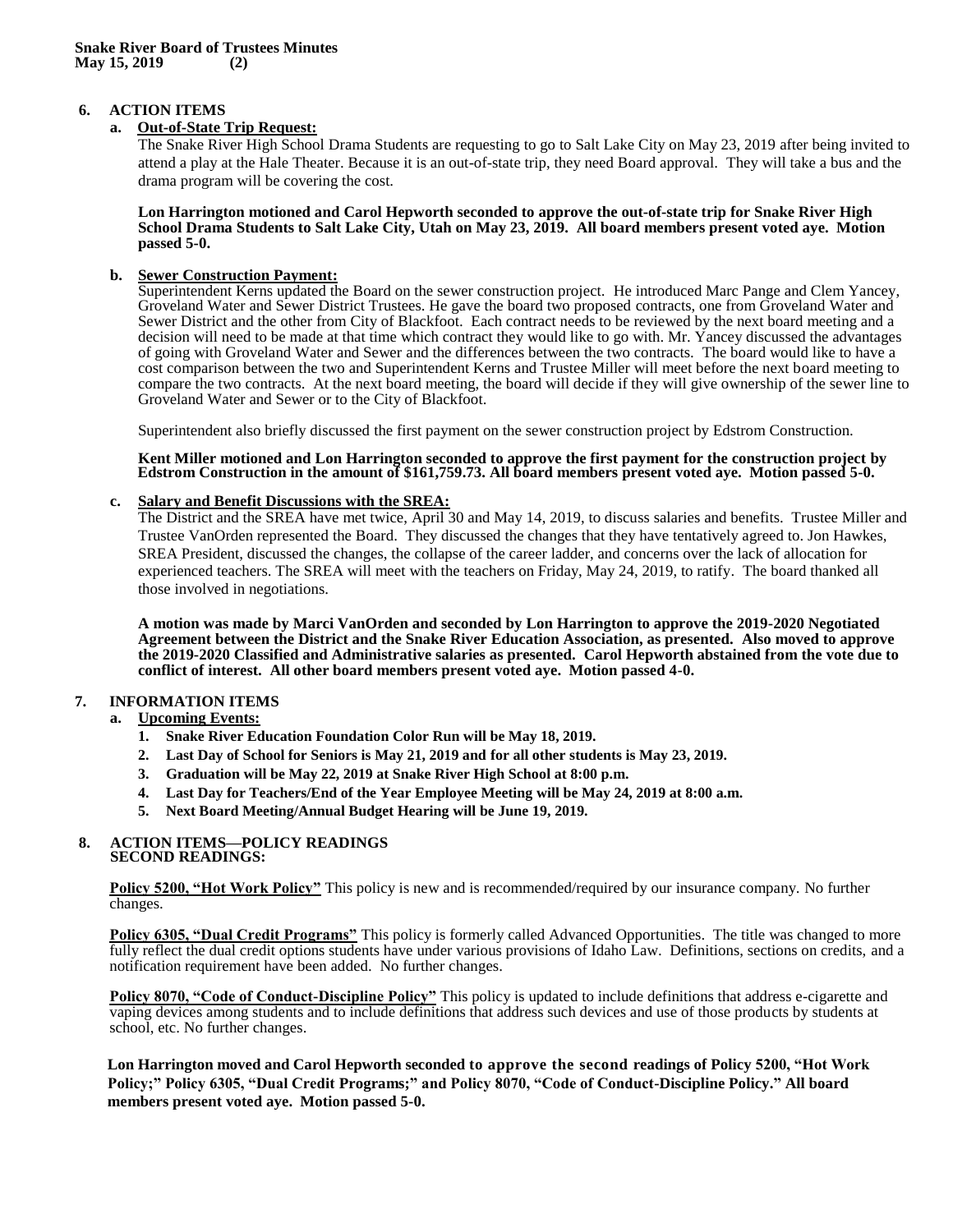## 6. ACTION ITEMS

### a. Out-of-State Trip Request:

The Snake River High School Drama Students are requesting to go to Salt Lake City on May 23, 2019 after being invited to attend a play at the Hale Theater. Because it is an out-of-state trip, they need Board approval. They will take a bus and the drama program will be covering the cost.

**Lon Harrington motioned and Carol Hepworth seconded to approve the out-of-state trip for Snake River High School Drama Students to Salt Lake City, Utah on May 23, 2019. All board members present voted aye. Motion passed 5-0.**

### b. Sewer Construction Payment:

Superintendent Kerns updated the Board on the sewer construction project. He introduced Marc Pange and Clem Yancey, Groveland Water and Sewer District Trustees. He gave the board two proposed contracts, one from Groveland Water and Sewer District and the other from City of Blackfoot. Each contract needs to be reviewed by the next board meeting and a decision will need to be made at that time which contract they would like to go with. Mr. Yancey discussed the advantages of going with Groveland Water and Sewer and the differences between the two contracts. The board would like to have a cost comparison between the two and Superintendent Kerns and Trustee Miller will meet before the next board meeting to compare the two contracts. At the next board meeting, the board will decide if they will give ownership of the sewer line to Groveland Water and Sewer or to the City of Blackfoot.

Superintendent also briefly discussed the first payment on the sewer construction project by Edstrom Construction.

**Kent Miller motioned and Lon Harrington seconded to approve the first payment for the construction project by Edstrom Construction in the amount of $161,759.73. All board members present voted aye. Motion passed 5-0.**

### c. Salary and Benefit Discussions with the SREA:

The District and the SREA have met twice, April 30 and May 14, 2019, to discuss salaries and benefits. Trustee Miller and Trustee VanOrden represented the Board. They discussed the changes that they have tentatively agreed to. Jon Hawkes, SREA President, discussed the changes, the collapse of the career ladder, and concerns over the lack of allocation for experienced teachers. The SREA will meet with the teachers on Friday, May 24, 2019, to ratify. The board thanked all those involved in negotiations.

**A motion was made by Marci VanOrden and seconded by Lon Harrington to approve the 2019-2020 Negotiated Agreement between the District and the Snake River Education Association, as presented. Also moved to approve the 2019-2020 Classified and Administrative salaries as presented. Carol Hepworth abstained from the vote due to conflict of interest. All other board members present voted aye. Motion passed 4-0.**

## 7. INFORMATION ITEMS

### a. Upcoming Events:

1. **Snake River Education Foundation Color Run will be May 18, 2019.**
2. **Last Day of School for Seniors is May 21, 2019 and for all other students is May 23, 2019.**
3. **Graduation will be May 22, 2019 at Snake River High School at 8:00 p.m.**
4. **Last Day for Teachers/End of the Year Employee Meeting will be May 24, 2019 at 8:00 a.m.**
5. **Next Board Meeting/Annual Budget Hearing will be June 19, 2019.**

## 8. ACTION ITEMS—POLICY READINGS
**SECOND READINGS:**

**Policy 5200, "Hot Work Policy"** This policy is new and is recommended/required by our insurance company. No further changes.

**Policy 6305, "Dual Credit Programs"** This policy is formerly called Advanced Opportunities. The title was changed to more fully reflect the dual credit options students have under various provisions of Idaho Law. Definitions, sections on credits, and a notification requirement have been added. No further changes.

**Policy 8070, "Code of Conduct-Discipline Policy"** This policy is updated to include definitions that address e-cigarette and vaping devices among students and to include definitions that address such devices and use of those products by students at school, etc. No further changes.

**Lon Harrington moved and Carol Hepworth seconded to approve the second readings of Policy 5200, "Hot Work Policy;" Policy 6305, "Dual Credit Programs;" and Policy 8070, "Code of Conduct-Discipline Policy." All board members present voted aye. Motion passed 5-0.**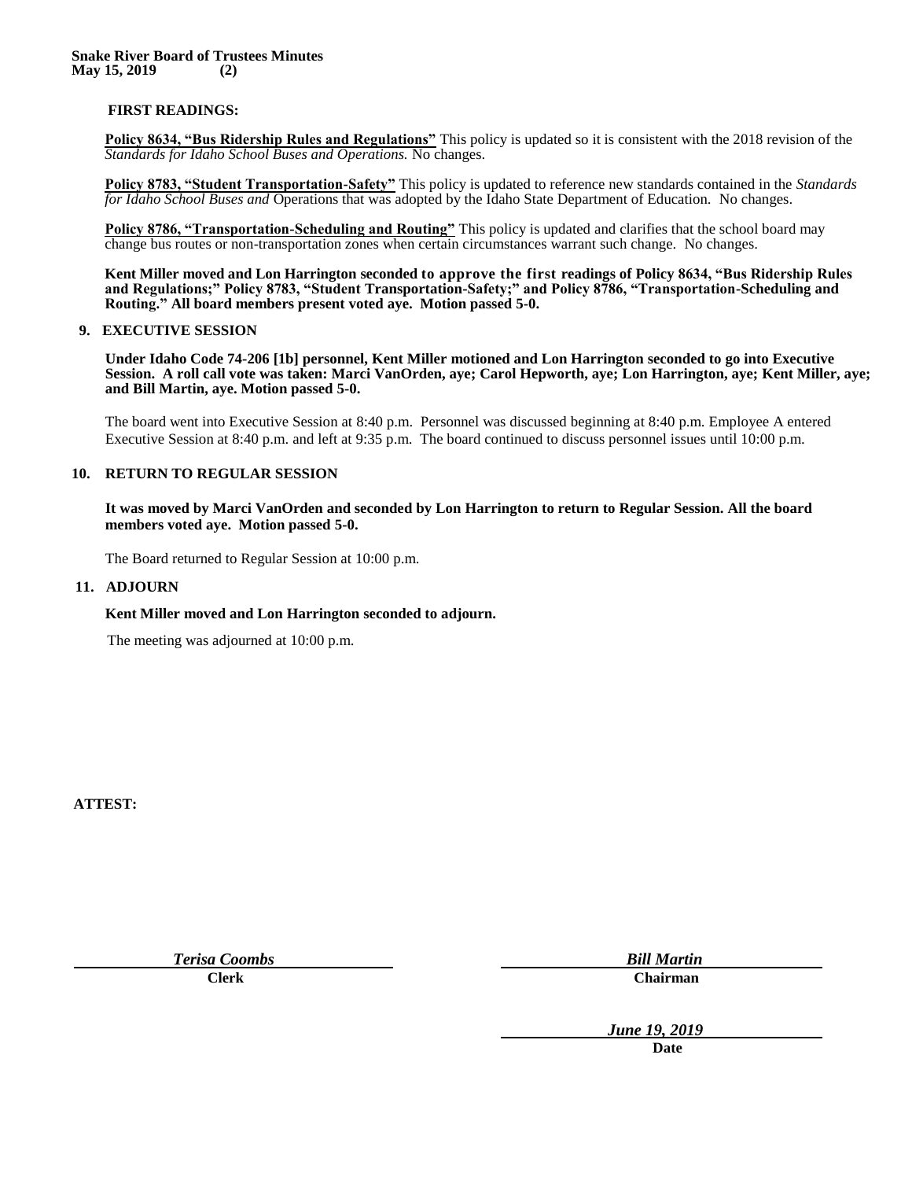**FIRST READINGS:**

**Policy 8634, "Bus Ridership Rules and Regulations"** This policy is updated so it is consistent with the 2018 revision of the *Standards for Idaho School Buses and Operations.* No changes.

**Policy 8783, "Student Transportation-Safety"** This policy is updated to reference new standards contained in the *Standards for Idaho School Buses and* Operations that was adopted by the Idaho State Department of Education. No changes.

**Policy 8786, "Transportation-Scheduling and Routing"** This policy is updated and clarifies that the school board may change bus routes or non-transportation zones when certain circumstances warrant such change. No changes.

**Kent Miller moved and Lon Harrington seconded to approve the first readings of Policy 8634, "Bus Ridership Rules and Regulations;" Policy 8783, "Student Transportation-Safety;" and Policy 8786, "Transportation-Scheduling and Routing." All board members present voted aye. Motion passed 5-0.**

## 9. EXECUTIVE SESSION

**Under Idaho Code 74-206 [1b] personnel, Kent Miller motioned and Lon Harrington seconded to go into Executive Session. A roll call vote was taken: Marci VanOrden, aye; Carol Hepworth, aye; Lon Harrington, aye; Kent Miller, aye; and Bill Martin, aye. Motion passed 5-0.**

The board went into Executive Session at 8:40 p.m. Personnel was discussed beginning at 8:40 p.m. Employee A entered Executive Session at 8:40 p.m. and left at 9:35 p.m. The board continued to discuss personnel issues until 10:00 p.m.

## 10. RETURN TO REGULAR SESSION

**It was moved by Marci VanOrden and seconded by Lon Harrington to return to Regular Session. All the board members voted aye. Motion passed 5-0.**

The Board returned to Regular Session at 10:00 p.m.

## 11. ADJOURN

**Kent Miller moved and Lon Harrington seconded to adjourn.**

The meeting was adjourned at 10:00 p.m.

**ATTEST:**

*Terisa Coombs*
**Clerk**

*Bill Martin*
**Chairman**

*June 19, 2019*
**Date**